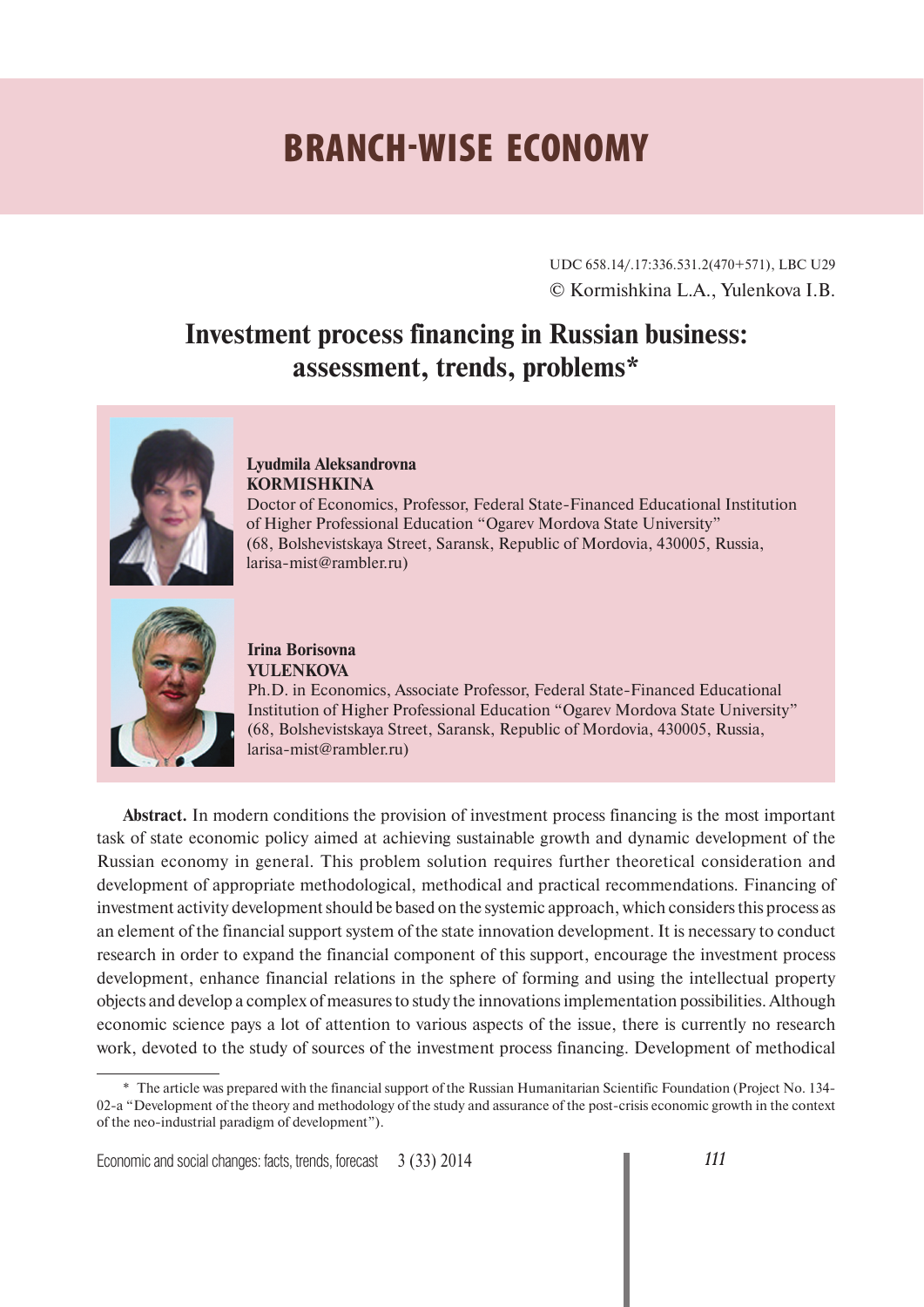# BRANCH-WISE ECONOMY

UDC 658.14/.17:336.531.2(470+571), LBC U29

© Kormishkina L.A., Yulenkova I.B.

## Investment process financing in Russian business: assessment, trends, problems*

**Lyudmila Aleksandrovna KORMISHKINA**

Doctor of Economics, Professor, Federal State-Financed Educational Institution of Higher Professional Education "Ogarev Mordova State University" (68, Bolshevistskaya Street, Saransk, Republic of Mordovia, 430005, Russia, larisa-mist@rambler.ru)

**Irina Borisovna YULENKOVA**

Ph.D. in Economics, Associate Professor, Federal State-Financed Educational Institution of Higher Professional Education "Ogarev Mordova State University" (68, Bolshevistskaya Street, Saransk, Republic of Mordovia, 430005, Russia, larisa-mist@rambler.ru)

**Abstract.** In modern conditions the provision of investment process financing is the most important task of state economic policy aimed at achieving sustainable growth and dynamic development of the Russian economy in general. This problem solution requires further theoretical consideration and development of appropriate methodological, methodical and practical recommendations. Financing of investment activity development should be based on the systemic approach, which considers this process as an element of the financial support system of the state innovation development. It is necessary to conduct research in order to expand the financial component of this support, encourage the investment process development, enhance financial relations in the sphere of forming and using the intellectual property objects and develop a complex of measures to study the innovations implementation possibilities. Although economic science pays a lot of attention to various aspects of the issue, there is currently no research work, devoted to the study of sources of the investment process financing. Development of methodical

---

\* The article was prepared with the financial support of the Russian Humanitarian Scientific Foundation (Project No. 134-02-a "Development of the theory and methodology of the study and assurance of the post-crisis economic growth in the context of the neo-industrial paradigm of development").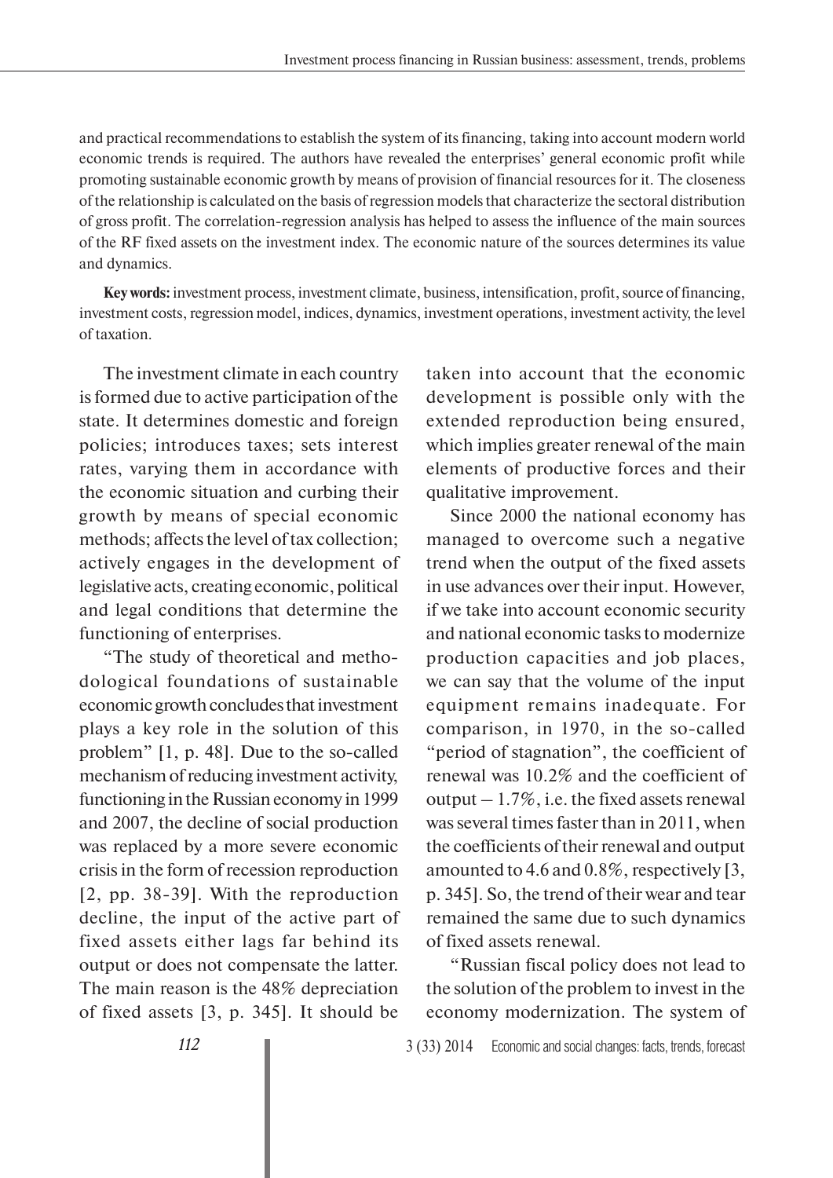and practical recommendations to establish the system of its financing, taking into account modern world economic trends is required. The authors have revealed the enterprises' general economic profit while promoting sustainable economic growth by means of provision of financial resources for it. The closeness of the relationship is calculated on the basis of regression models that characterize the sectoral distribution of gross profit. The correlation-regression analysis has helped to assess the influence of the main sources of the RF fixed assets on the investment index. The economic nature of the sources determines its value and dynamics.

**Key words:** investment process, investment climate, business, intensification, profit, source of financing, investment costs, regression model, indices, dynamics, investment operations, investment activity, the level of taxation.

The investment climate in each country is formed due to active participation of the state. It determines domestic and foreign policies; introduces taxes; sets interest rates, varying them in accordance with the economic situation and curbing their growth by means of special economic methods; affects the level of tax collection; actively engages in the development of legislative acts, creating economic, political and legal conditions that determine the functioning of enterprises.

"The study of theoretical and methodological foundations of sustainable economic growth concludes that investment plays a key role in the solution of this problem" [1, p. 48]. Due to the so-called mechanism of reducing investment activity, functioning in the Russian economy in 1999 and 2007, the decline of social production was replaced by a more severe economic crisis in the form of recession reproduction [2, pp. 38-39]. With the reproduction decline, the input of the active part of fixed assets either lags far behind its output or does not compensate the latter. The main reason is the 48% depreciation of fixed assets [3, p. 345]. It should be taken into account that the economic development is possible only with the extended reproduction being ensured, which implies greater renewal of the main elements of productive forces and their qualitative improvement.

Since 2000 the national economy has managed to overcome such a negative trend when the output of the fixed assets in use advances over their input. However, if we take into account economic security and national economic tasks to modernize production capacities and job places, we can say that the volume of the input equipment remains inadequate. For comparison, in 1970, in the so-called "period of stagnation", the coefficient of renewal was 10.2% and the coefficient of output – 1.7%, i.e. the fixed assets renewal was several times faster than in 2011, when the coefficients of their renewal and output amounted to 4.6 and 0.8%, respectively [3, p. 345]. So, the trend of their wear and tear remained the same due to such dynamics of fixed assets renewal.

"Russian fiscal policy does not lead to the solution of the problem to invest in the economy modernization. The system of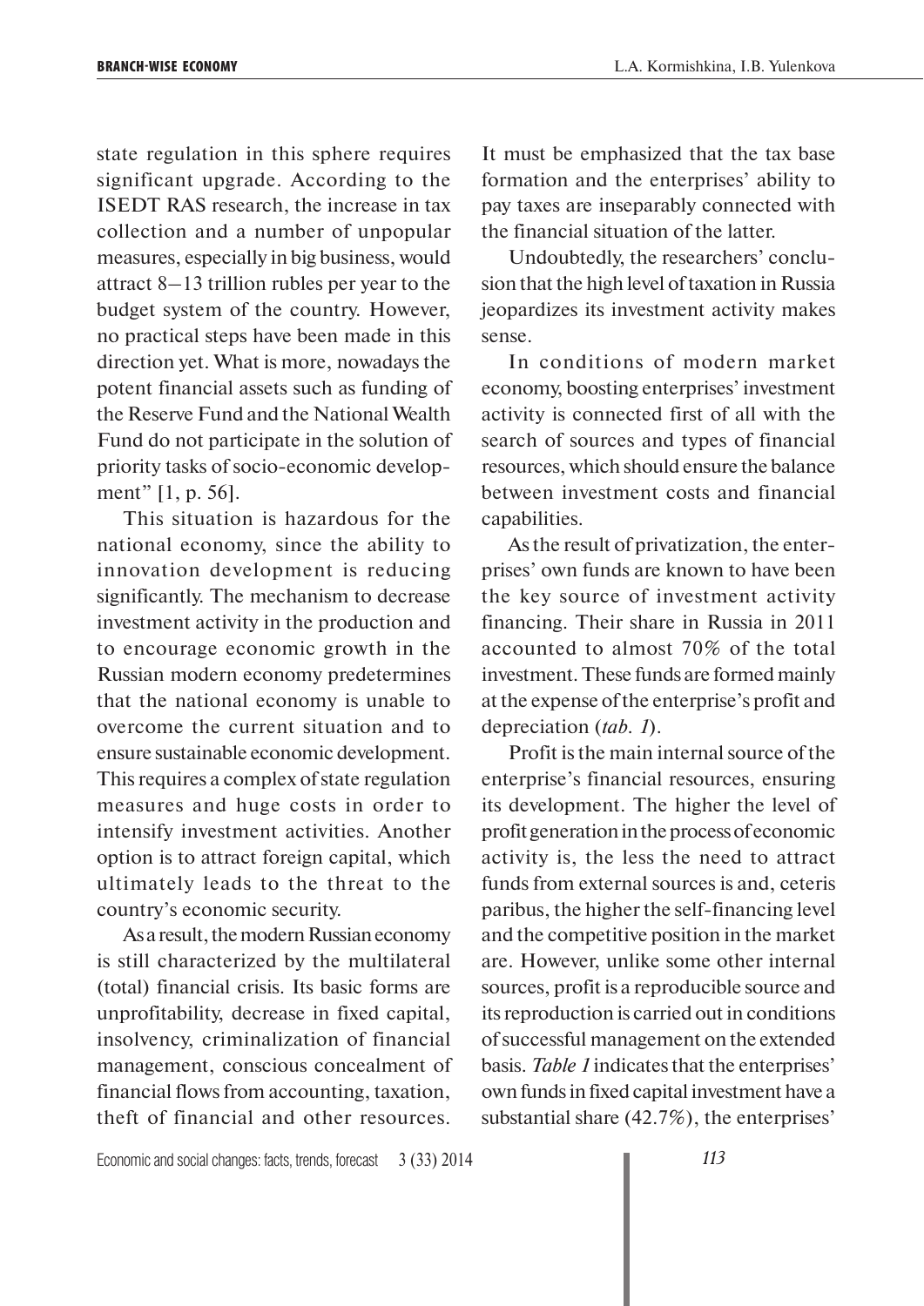state regulation in this sphere requires significant upgrade. According to the ISEDT RAS research, the increase in tax collection and a number of unpopular measures, especially in big business, would attract 8–13 trillion rubles per year to the budget system of the country. However, no practical steps have been made in this direction yet. What is more, nowadays the potent financial assets such as funding of the Reserve Fund and the National Wealth Fund do not participate in the solution of priority tasks of socio-economic development" [1, p. 56].

This situation is hazardous for the national economy, since the ability to innovation development is reducing significantly. The mechanism to decrease investment activity in the production and to encourage economic growth in the Russian modern economy predetermines that the national economy is unable to overcome the current situation and to ensure sustainable economic development. This requires a complex of state regulation measures and huge costs in order to intensify investment activities. Another option is to attract foreign capital, which ultimately leads to the threat to the country's economic security.

As a result, the modern Russian economy is still characterized by the multilateral (total) financial crisis. Its basic forms are unprofitability, decrease in fixed capital, insolvency, criminalization of financial management, conscious concealment of financial flows from accounting, taxation, theft of financial and other resources. It must be emphasized that the tax base formation and the enterprises' ability to pay taxes are inseparably connected with the financial situation of the latter.

Undoubtedly, the researchers' conclusion that the high level of taxation in Russia jeopardizes its investment activity makes sense.

In conditions of modern market economy, boosting enterprises' investment activity is connected first of all with the search of sources and types of financial resources, which should ensure the balance between investment costs and financial capabilities.

As the result of privatization, the enterprises' own funds are known to have been the key source of investment activity financing. Their share in Russia in 2011 accounted to almost 70% of the total investment. These funds are formed mainly at the expense of the enterprise's profit and depreciation (*tab. 1*).

Profit is the main internal source of the enterprise's financial resources, ensuring its development. The higher the level of profit generation in the process of economic activity is, the less the need to attract funds from external sources is and, ceteris paribus, the higher the self-financing level and the competitive position in the market are. However, unlike some other internal sources, profit is a reproducible source and its reproduction is carried out in conditions of successful management on the extended basis. *Table 1* indicates that the enterprises' own funds in fixed capital investment have a substantial share (42.7%), the enterprises'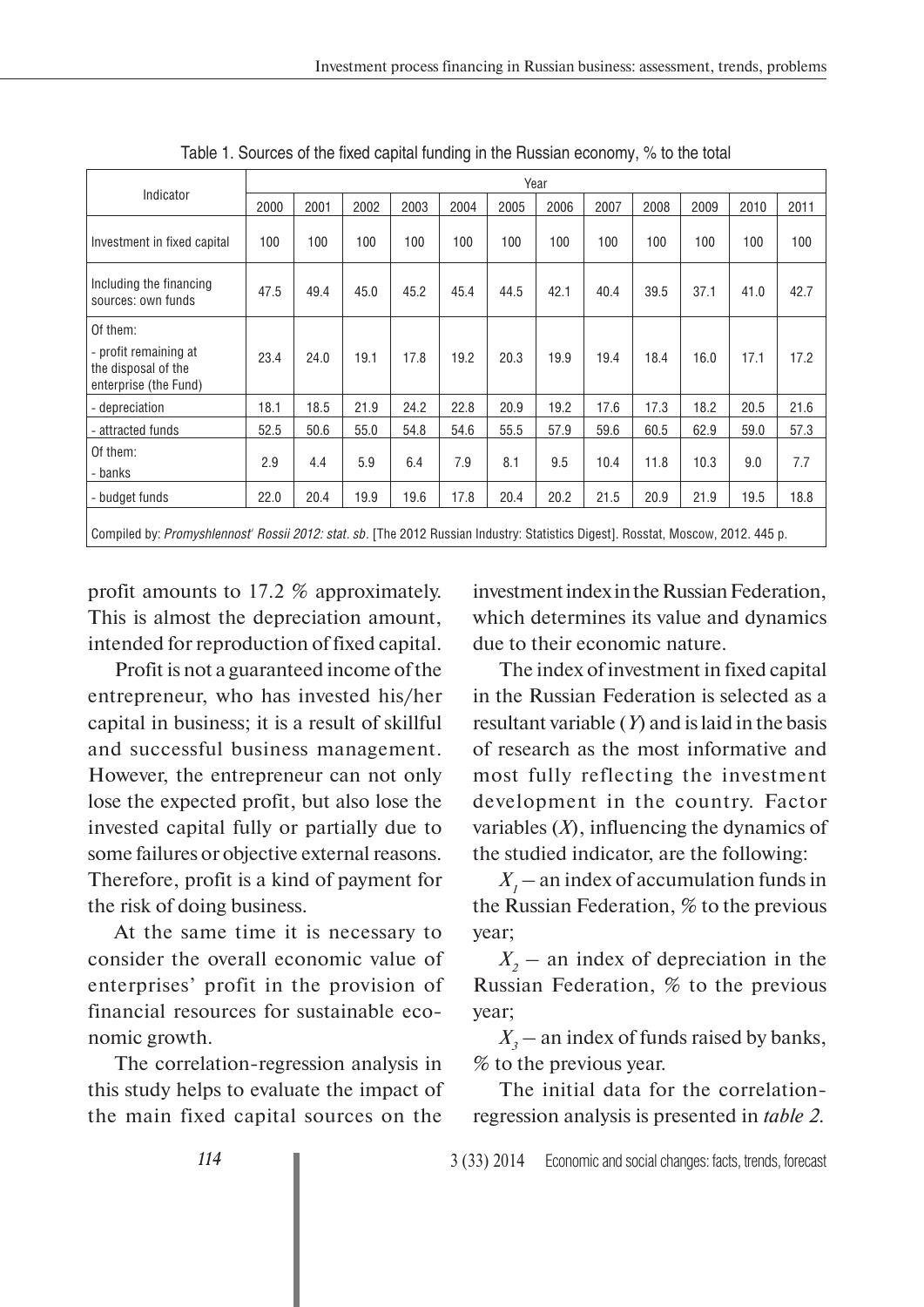Table 1. Sources of the fixed capital funding in the Russian economy, % to the total

| Indicator | Year | | | | | | | | | | | |
|---|---|---|---|---|---|---|---|---|---|---|---|---|
| | 2000 | 2001 | 2002 | 2003 | 2004 | 2005 | 2006 | 2007 | 2008 | 2009 | 2010 | 2011 |
| Investment in fixed capital | 100 | 100 | 100 | 100 | 100 | 100 | 100 | 100 | 100 | 100 | 100 | 100 |
| Including the financing sources: own funds | 47.5 | 49.4 | 45.0 | 45.2 | 45.4 | 44.5 | 42.1 | 40.4 | 39.5 | 37.1 | 41.0 | 42.7 |
| Of them: - profit remaining at the disposal of the enterprise (the Fund) | 23.4 | 24.0 | 19.1 | 17.8 | 19.2 | 20.3 | 19.9 | 19.4 | 18.4 | 16.0 | 17.1 | 17.2 |
| - depreciation | 18.1 | 18.5 | 21.9 | 24.2 | 22.8 | 20.9 | 19.2 | 17.6 | 17.3 | 18.2 | 20.5 | 21.6 |
| - attracted funds | 52.5 | 50.6 | 55.0 | 54.8 | 54.6 | 55.5 | 57.9 | 59.6 | 60.5 | 62.9 | 59.0 | 57.3 |
| Of them: - banks | 2.9 | 4.4 | 5.9 | 6.4 | 7.9 | 8.1 | 9.5 | 10.4 | 11.8 | 10.3 | 9.0 | 7.7 |
| - budget funds | 22.0 | 20.4 | 19.9 | 19.6 | 17.8 | 20.4 | 20.2 | 21.5 | 20.9 | 21.9 | 19.5 | 18.8 |

Compiled by: *Promyshlennost' Rossii 2012: stat. sb.* [The 2012 Russian Industry: Statistics Digest]. Rosstat, Moscow, 2012. 445 p.

profit amounts to 17.2 % approximately. This is almost the depreciation amount, intended for reproduction of fixed capital.

Profit is not a guaranteed income of the entrepreneur, who has invested his/her capital in business; it is a result of skillful and successful business management. However, the entrepreneur can not only lose the expected profit, but also lose the invested capital fully or partially due to some failures or objective external reasons. Therefore, profit is a kind of payment for the risk of doing business.

At the same time it is necessary to consider the overall economic value of enterprises' profit in the provision of financial resources for sustainable economic growth.

The correlation-regression analysis in this study helps to evaluate the impact of the main fixed capital sources on the investment index in the Russian Federation, which determines its value and dynamics due to their economic nature.

The index of investment in fixed capital in the Russian Federation is selected as a resultant variable ($Y$) and is laid in the basis of research as the most informative and most fully reflecting the investment development in the country. Factor variables ($X$), influencing the dynamics of the studied indicator, are the following:

$X_1$ – an index of accumulation funds in the Russian Federation, % to the previous year;

$X_2$ – an index of depreciation in the Russian Federation, % to the previous year;

$X_3$ – an index of funds raised by banks, % to the previous year.

The initial data for the correlation-regression analysis is presented in *table 2.*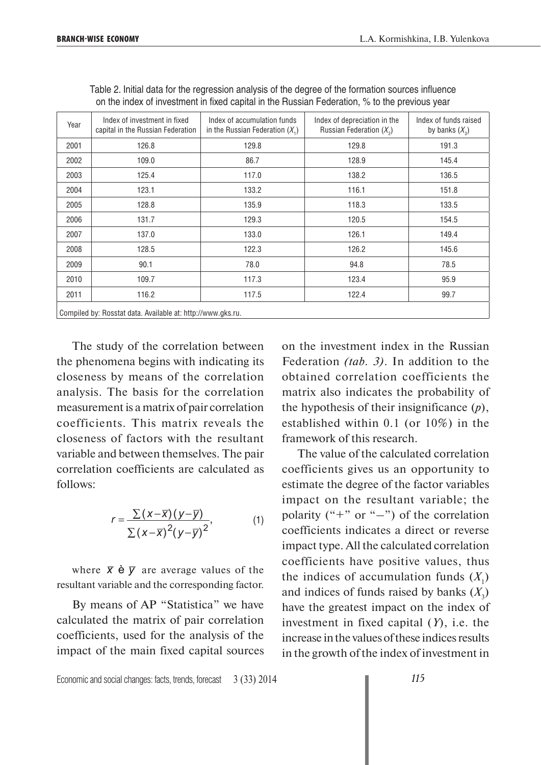Table 2. Initial data for the regression analysis of the degree of the formation sources influence on the index of investment in fixed capital in the Russian Federation, % to the previous year

| Year | Index of investment in fixed capital in the Russian Federation | Index of accumulation funds in the Russian Federation ($X_1$) | Index of depreciation in the Russian Federation ($X_2$) | Index of funds raised by banks ($X_3$) |
|---|---|---|---|---|
| 2001 | 126.8 | 129.8 | 129.8 | 191.3 |
| 2002 | 109.0 | 86.7 | 128.9 | 145.4 |
| 2003 | 125.4 | 117.0 | 138.2 | 136.5 |
| 2004 | 123.1 | 133.2 | 116.1 | 151.8 |
| 2005 | 128.8 | 135.9 | 118.3 | 133.5 |
| 2006 | 131.7 | 129.3 | 120.5 | 154.5 |
| 2007 | 137.0 | 133.0 | 126.1 | 149.4 |
| 2008 | 128.5 | 122.3 | 126.2 | 145.6 |
| 2009 | 90.1 | 78.0 | 94.8 | 78.5 |
| 2010 | 109.7 | 117.3 | 123.4 | 95.9 |
| 2011 | 116.2 | 117.5 | 122.4 | 99.7 |

Compiled by: Rosstat data. Available at: http://www.gks.ru.

The study of the correlation between the phenomena begins with indicating its closeness by means of the correlation analysis. The basis for the correlation measurement is a matrix of pair correlation coefficients. This matrix reveals the closeness of factors with the resultant variable and between themselves. The pair correlation coefficients are calculated as follows:

$$r = \frac{\sum(x-\overline{x})(y-\overline{y})}{\sum(x-\overline{x})^2(y-\overline{y})^2}, \quad (1)$$

where $\overline{x}$ è $\overline{y}$ are average values of the resultant variable and the corresponding factor.

By means of AP "Statistica" we have calculated the matrix of pair correlation coefficients, used for the analysis of the impact of the main fixed capital sources on the investment index in the Russian Federation *(tab. 3)*. In addition to the obtained correlation coefficients the matrix also indicates the probability of the hypothesis of their insignificance ($p$), established within 0.1 (or 10%) in the framework of this research.

The value of the calculated correlation coefficients gives us an opportunity to estimate the degree of the factor variables impact on the resultant variable; the polarity ("+" or "–") of the correlation coefficients indicates a direct or reverse impact type. All the calculated correlation coefficients have positive values, thus the indices of accumulation funds ($X_1$) and indices of funds raised by banks ($X_3$) have the greatest impact on the index of investment in fixed capital ($Y$), i.e. the increase in the values of these indices results in the growth of the index of investment in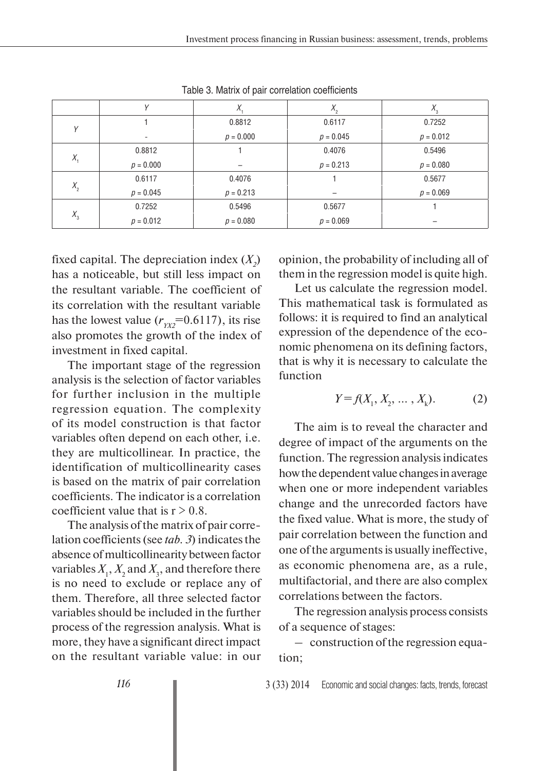Table 3. Matrix of pair correlation coefficients

| | $Y$ | $X_1$ | $X_2$ | $X_3$ |
|---|---|---|---|---|
| $Y$ | 1 | 0.8812 | 0.6117 | 0.7252 |
| | - | $p = 0.000$ | $p = 0.045$ | $p = 0.012$ |
| $X_1$ | 0.8812 | 1 | 0.4076 | 0.5496 |
| | $p = 0.000$ | – | $p = 0.213$ | $p = 0.080$ |
| $X_2$ | 0.6117 | 0.4076 | 1 | 0.5677 |
| | $p = 0.045$ | $p = 0.213$ | – | $p = 0.069$ |
| $X_3$ | 0.7252 | 0.5496 | 0.5677 | 1 |
| | $p = 0.012$ | $p = 0.080$ | $p = 0.069$ | – |

fixed capital. The depreciation index ($X_2$) has a noticeable, but still less impact on the resultant variable. The coefficient of its correlation with the resultant variable has the lowest value ($r_{YX2}$=0.6117), its rise also promotes the growth of the index of investment in fixed capital.

The important stage of the regression analysis is the selection of factor variables for further inclusion in the multiple regression equation. The complexity of its model construction is that factor variables often depend on each other, i.e. they are multicollinear. In practice, the identification of multicollinearity cases is based on the matrix of pair correlation coefficients. The indicator is a correlation coefficient value that is $r > 0.8$.

The analysis of the matrix of pair correlation coefficients (see *tab. 3*) indicates the absence of multicollinearity between factor variables $X_1$, $X_2$ and $X_3$, and therefore there is no need to exclude or replace any of them. Therefore, all three selected factor variables should be included in the further process of the regression analysis. What is more, they have a significant direct impact on the resultant variable value: in our opinion, the probability of including all of them in the regression model is quite high.

Let us calculate the regression model. This mathematical task is formulated as follows: it is required to find an analytical expression of the dependence of the economic phenomena on its defining factors, that is why it is necessary to calculate the function

$$Y = f(X_1, X_2, \dots, X_k). \quad (2)$$

The aim is to reveal the character and degree of impact of the arguments on the function. The regression analysis indicates how the dependent value changes in average when one or more independent variables change and the unrecorded factors have the fixed value. What is more, the study of pair correlation between the function and one of the arguments is usually ineffective, as economic phenomena are, as a rule, multifactorial, and there are also complex correlations between the factors.

The regression analysis process consists of a sequence of stages:

– construction of the regression equation;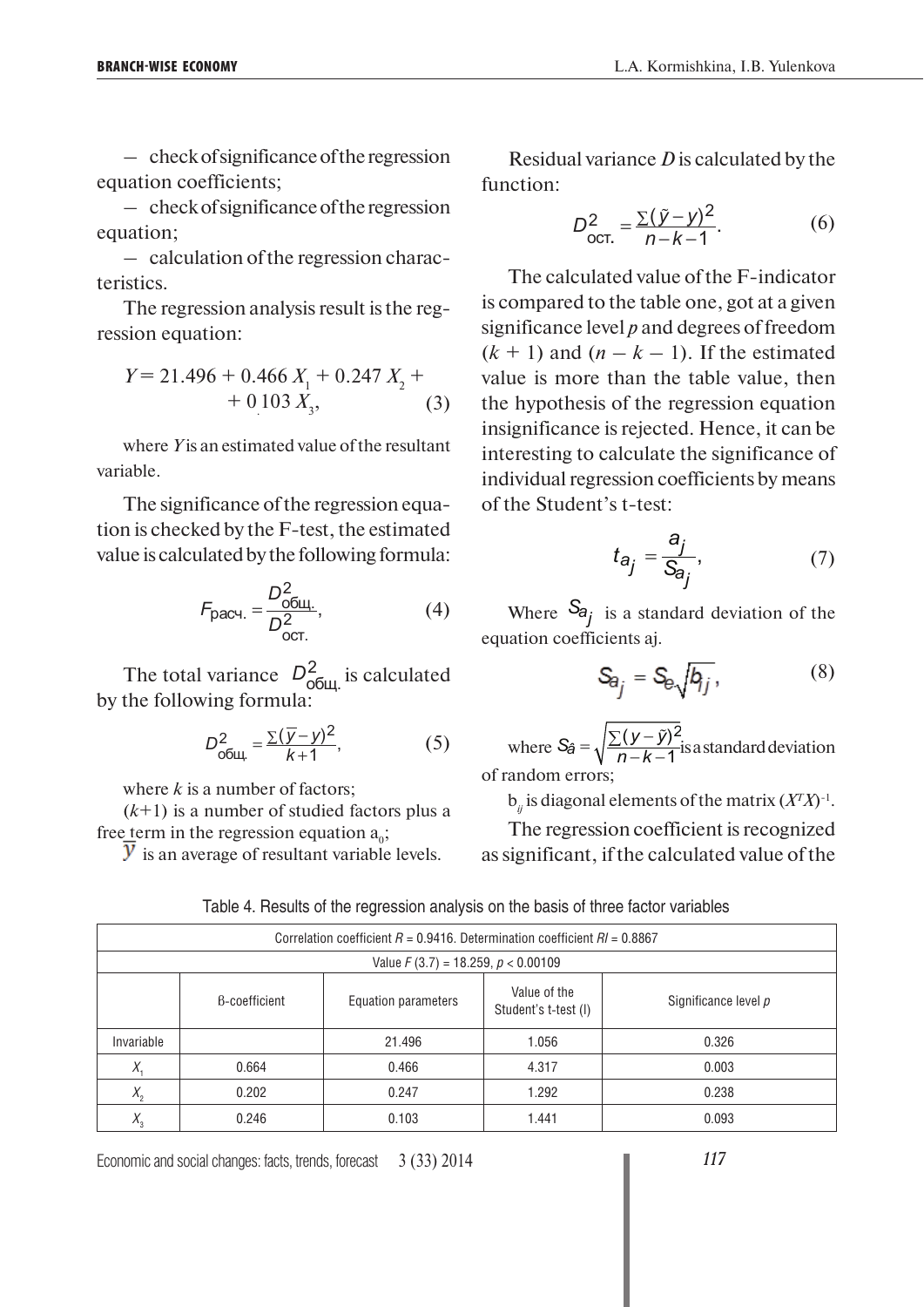– check of significance of the regression equation coefficients;

– check of significance of the regression equation;

– calculation of the regression characteristics.

The regression analysis result is the regression equation:

$$Y = 21.496 + 0.466\,X_1 + 0.247\,X_2 + 0.103\,X_3, \tag{3}$$

where *Y* is an estimated value of the resultant variable.

The significance of the regression equation is checked by the F-test, the estimated value is calculated by the following formula:

$$F_{\text{расч.}} = \frac{D^2_{\text{общ.}}}{D^2_{\text{ост.}}}, \tag{4}$$

The total variance $D^2_{\text{общ.}}$ is calculated by the following formula:

$$D^2_{\text{общ.}} = \frac{\sum(\bar{y} - y)^2}{k+1}, \tag{5}$$

where *k* is a number of factors;

$(k+1)$ is a number of studied factors plus a free term in the regression equation $a_0$;

$\bar{y}$ is an average of resultant variable levels.

Residual variance *D* is calculated by the function:

$$D^2_{\text{ост.}} = \frac{\sum(\tilde{y} - y)^2}{n-k-1}. \tag{6}$$

The calculated value of the F-indicator is compared to the table one, got at a given significance level *p* and degrees of freedom $(k + 1)$ and $(n - k - 1)$. If the estimated value is more than the table value, then the hypothesis of the regression equation insignificance is rejected. Hence, it can be interesting to calculate the significance of individual regression coefficients by means of the Student's t-test:

$$t_{a_j} = \frac{a_j}{S_{a_j}}, \tag{7}$$

Where $S_{a_j}$ is a standard deviation of the equation coefficients aj.

$$S_{a_j} = S_e\sqrt{b_{ij}}, \tag{8}$$

where $S_{\hat{a}} = \sqrt{\frac{\sum(y - \tilde{y})^2}{n-k-1}}$ is a standard deviation of random errors;

$b_{ij}$ is diagonal elements of the matrix $(X^TX)^{-1}$.

The regression coefficient is recognized as significant, if the calculated value of the

Table 4. Results of the regression analysis on the basis of three factor variables

| Correlation coefficient $R$ = 0.9416. Determination coefficient $RI$ = 0.8867 | | | | |
|---|---|---|---|---|
| Value $F$ (3.7) = 18.259, $p$ < 0.00109 | | | | |
| | β-coefficient | Equation parameters | Value of the Student's t-test (I) | Significance level $p$ |
| Invariable | | 21.496 | 1.056 | 0.326 |
| $X_1$ | 0.664 | 0.466 | 4.317 | 0.003 |
| $X_2$ | 0.202 | 0.247 | 1.292 | 0.238 |
| $X_3$ | 0.246 | 0.103 | 1.441 | 0.093 |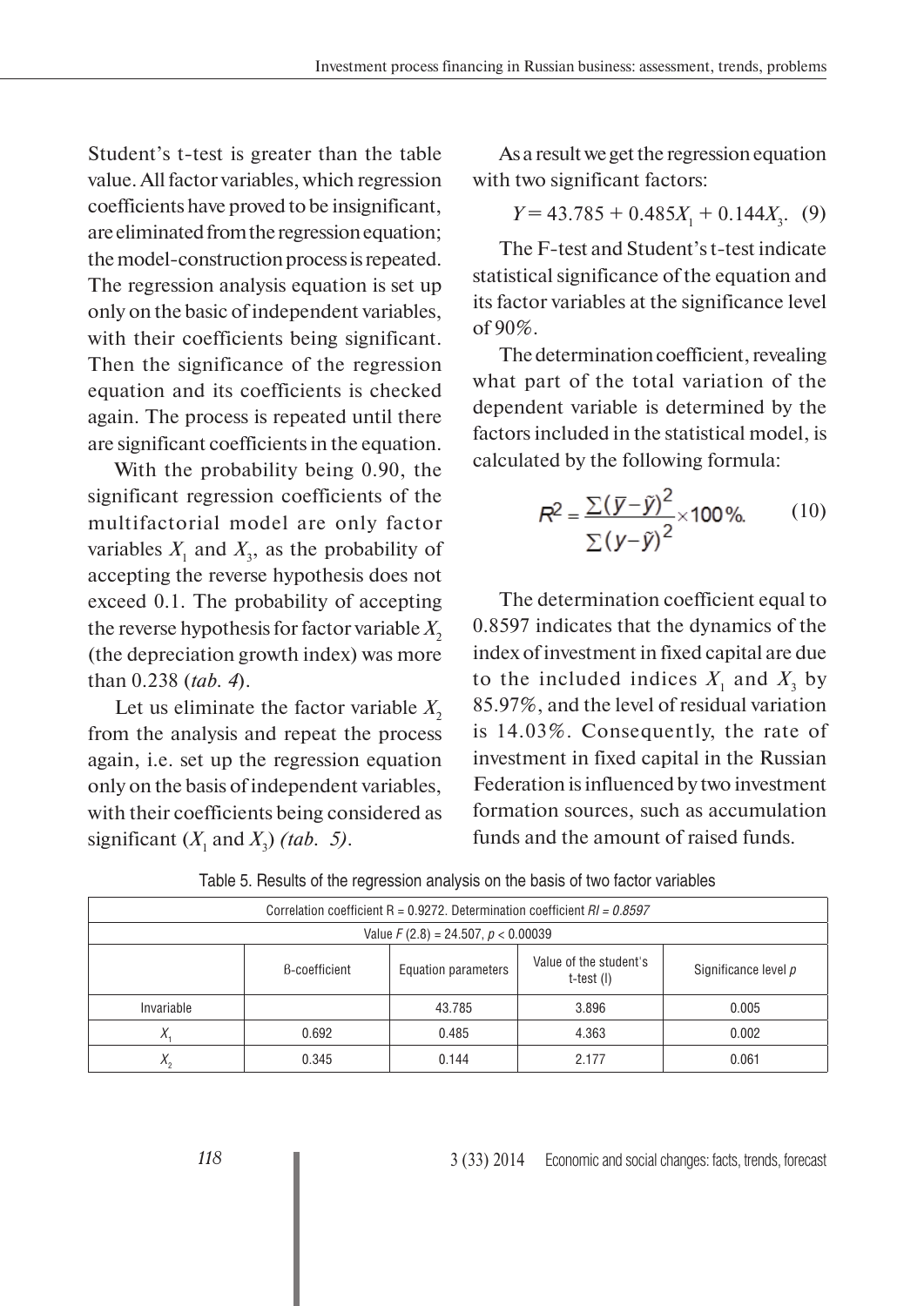Student's t-test is greater than the table value. All factor variables, which regression coefficients have proved to be insignificant, are eliminated from the regression equation; the model-construction process is repeated. The regression analysis equation is set up only on the basic of independent variables, with their coefficients being significant. Then the significance of the regression equation and its coefficients is checked again. The process is repeated until there are significant coefficients in the equation.

With the probability being 0.90, the significant regression coefficients of the multifactorial model are only factor variables $X_1$ and $X_3$, as the probability of accepting the reverse hypothesis does not exceed 0.1. The probability of accepting the reverse hypothesis for factor variable $X_2$ (the depreciation growth index) was more than 0.238 (*tab. 4*).

Let us eliminate the factor variable $X_2$ from the analysis and repeat the process again, i.e. set up the regression equation only on the basis of independent variables, with their coefficients being considered as significant ($X_1$ and $X_3$) *(tab. 5)*.

As a result we get the regression equation with two significant factors:

$$Y = 43.785 + 0.485X_1 + 0.144X_3. \quad (9)$$

The F-test and Student's t-test indicate statistical significance of the equation and its factor variables at the significance level of 90%.

The determination coefficient, revealing what part of the total variation of the dependent variable is determined by the factors included in the statistical model, is calculated by the following formula:

$$R^2 = \frac{\sum(\bar{y}-\tilde{y})^2}{\sum(y-\tilde{y})^2} \times 100\%. \quad (10)$$

The determination coefficient equal to 0.8597 indicates that the dynamics of the index of investment in fixed capital are due to the included indices $X_1$ and $X_3$ by 85.97%, and the level of residual variation is 14.03%. Consequently, the rate of investment in fixed capital in the Russian Federation is influenced by two investment formation sources, such as accumulation funds and the amount of raised funds.

Table 5. Results of the regression analysis on the basis of two factor variables

| Correlation coefficient R = 0.9272. Determination coefficient *Rl = 0.8597* | | | | |
|---|---|---|---|---|
| Value *F* (2.8) = 24.507, *p* < 0.00039 | | | | |
| | β-coefficient | Equation parameters | Value of the student's t-test (l) | Significance level *p* |
| Invariable | | 43.785 | 3.896 | 0.005 |
| $X_1$ | 0.692 | 0.485 | 4.363 | 0.002 |
| $X_2$ | 0.345 | 0.144 | 2.177 | 0.061 |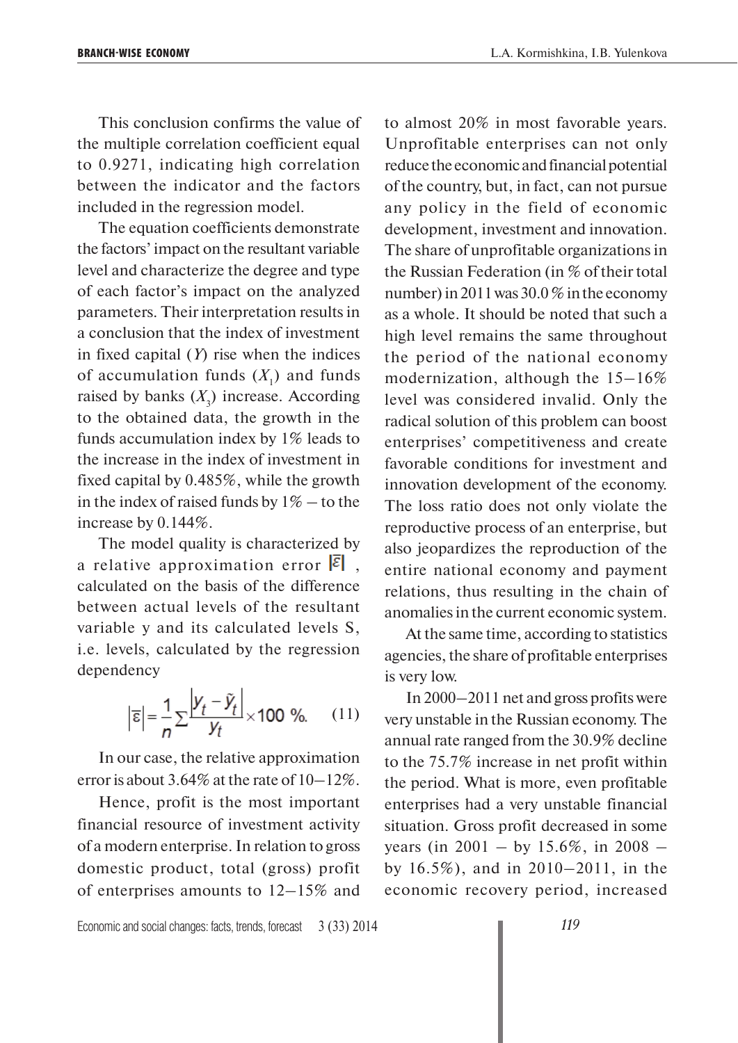This conclusion confirms the value of the multiple correlation coefficient equal to 0.9271, indicating high correlation between the indicator and the factors included in the regression model.

The equation coefficients demonstrate the factors' impact on the resultant variable level and characterize the degree and type of each factor's impact on the analyzed parameters. Their interpretation results in a conclusion that the index of investment in fixed capital ($Y$) rise when the indices of accumulation funds ($X_1$) and funds raised by banks ($X_3$) increase. According to the obtained data, the growth in the funds accumulation index by 1% leads to the increase in the index of investment in fixed capital by 0.485%, while the growth in the index of raised funds by 1% – to the increase by 0.144%.

The model quality is characterized by a relative approximation error $|\bar{\varepsilon}|$, calculated on the basis of the difference between actual levels of the resultant variable y and its calculated levels S, i.e. levels, calculated by the regression dependency

$$|\bar{\varepsilon}| = \frac{1}{n}\sum\frac{|y_t - \tilde{y}_t|}{y_t} \times 100\ \%. \qquad (11)$$

In our case, the relative approximation error is about 3.64% at the rate of 10–12%.

Hence, profit is the most important financial resource of investment activity of a modern enterprise. In relation to gross domestic product, total (gross) profit of enterprises amounts to 12–15% and to almost 20% in most favorable years. Unprofitable enterprises can not only reduce the economic and financial potential of the country, but, in fact, can not pursue any policy in the field of economic development, investment and innovation. The share of unprofitable organizations in the Russian Federation (in % of their total number) in 2011 was 30.0 % in the economy as a whole. It should be noted that such a high level remains the same throughout the period of the national economy modernization, although the 15–16% level was considered invalid. Only the radical solution of this problem can boost enterprises' competitiveness and create favorable conditions for investment and innovation development of the economy. The loss ratio does not only violate the reproductive process of an enterprise, but also jeopardizes the reproduction of the entire national economy and payment relations, thus resulting in the chain of anomalies in the current economic system.

At the same time, according to statistics agencies, the share of profitable enterprises is very low.

In 2000–2011 net and gross profits were very unstable in the Russian economy. The annual rate ranged from the 30.9% decline to the 75.7% increase in net profit within the period. What is more, even profitable enterprises had a very unstable financial situation. Gross profit decreased in some years (in 2001 – by 15.6%, in 2008 – by 16.5%), and in 2010–2011, in the economic recovery period, increased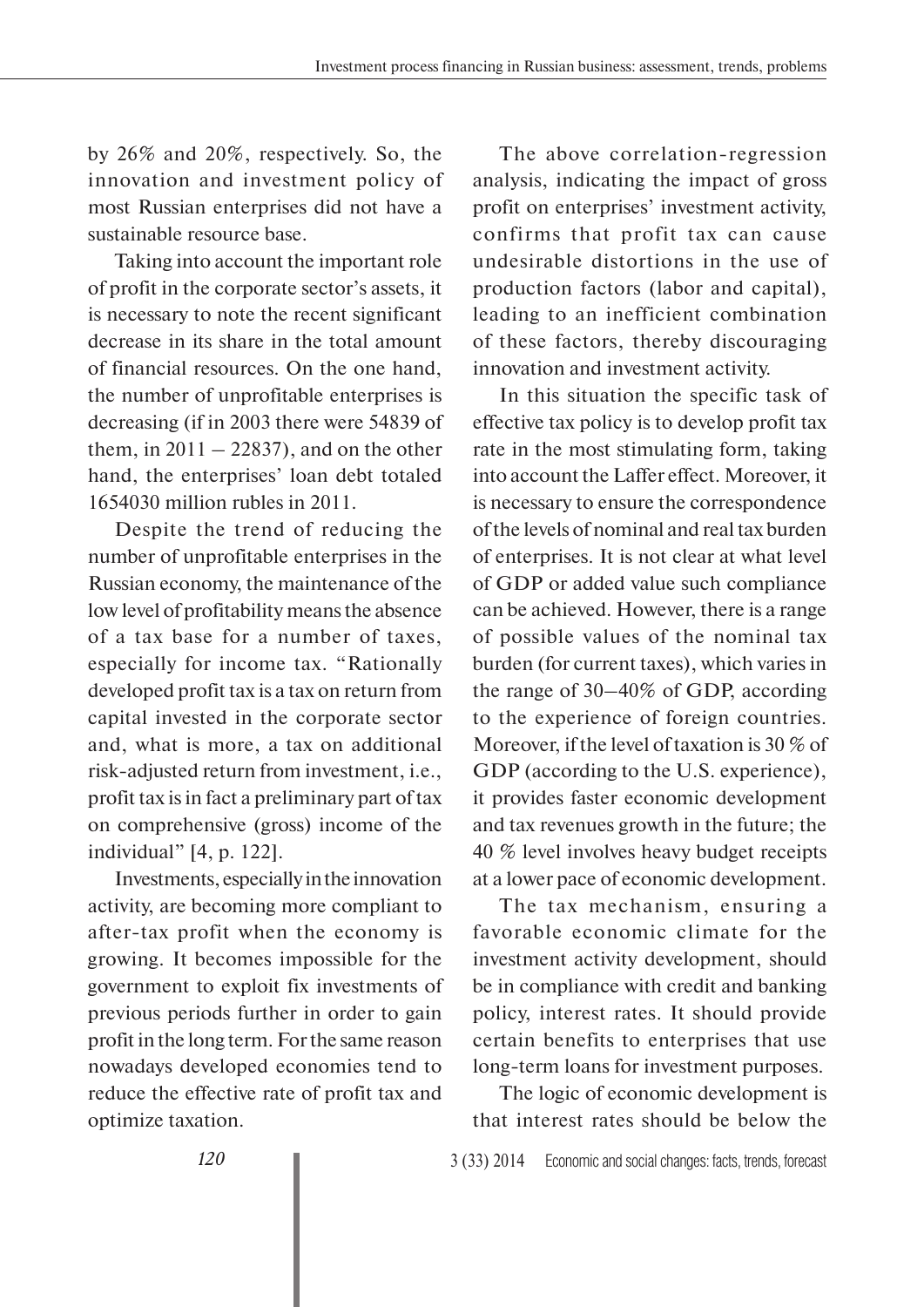by 26% and 20%, respectively. So, the innovation and investment policy of most Russian enterprises did not have a sustainable resource base.

Taking into account the important role of profit in the corporate sector's assets, it is necessary to note the recent significant decrease in its share in the total amount of financial resources. On the one hand, the number of unprofitable enterprises is decreasing (if in 2003 there were 54839 of them, in 2011 – 22837), and on the other hand, the enterprises' loan debt totaled 1654030 million rubles in 2011.

Despite the trend of reducing the number of unprofitable enterprises in the Russian economy, the maintenance of the low level of profitability means the absence of a tax base for a number of taxes, especially for income tax. "Rationally developed profit tax is a tax on return from capital invested in the corporate sector and, what is more, a tax on additional risk-adjusted return from investment, i.e., profit tax is in fact a preliminary part of tax on comprehensive (gross) income of the individual" [4, p. 122].

Investments, especially in the innovation activity, are becoming more compliant to after-tax profit when the economy is growing. It becomes impossible for the government to exploit fix investments of previous periods further in order to gain profit in the long term. For the same reason nowadays developed economies tend to reduce the effective rate of profit tax and optimize taxation.

The above correlation-regression analysis, indicating the impact of gross profit on enterprises' investment activity, confirms that profit tax can cause undesirable distortions in the use of production factors (labor and capital), leading to an inefficient combination of these factors, thereby discouraging innovation and investment activity.

In this situation the specific task of effective tax policy is to develop profit tax rate in the most stimulating form, taking into account the Laffer effect. Moreover, it is necessary to ensure the correspondence of the levels of nominal and real tax burden of enterprises. It is not clear at what level of GDP or added value such compliance can be achieved. However, there is a range of possible values of the nominal tax burden (for current taxes), which varies in the range of 30–40% of GDP, according to the experience of foreign countries. Moreover, if the level of taxation is 30 % of GDP (according to the U.S. experience), it provides faster economic development and tax revenues growth in the future; the 40 % level involves heavy budget receipts at a lower pace of economic development.

The tax mechanism, ensuring a favorable economic climate for the investment activity development, should be in compliance with credit and banking policy, interest rates. It should provide certain benefits to enterprises that use long-term loans for investment purposes.

The logic of economic development is that interest rates should be below the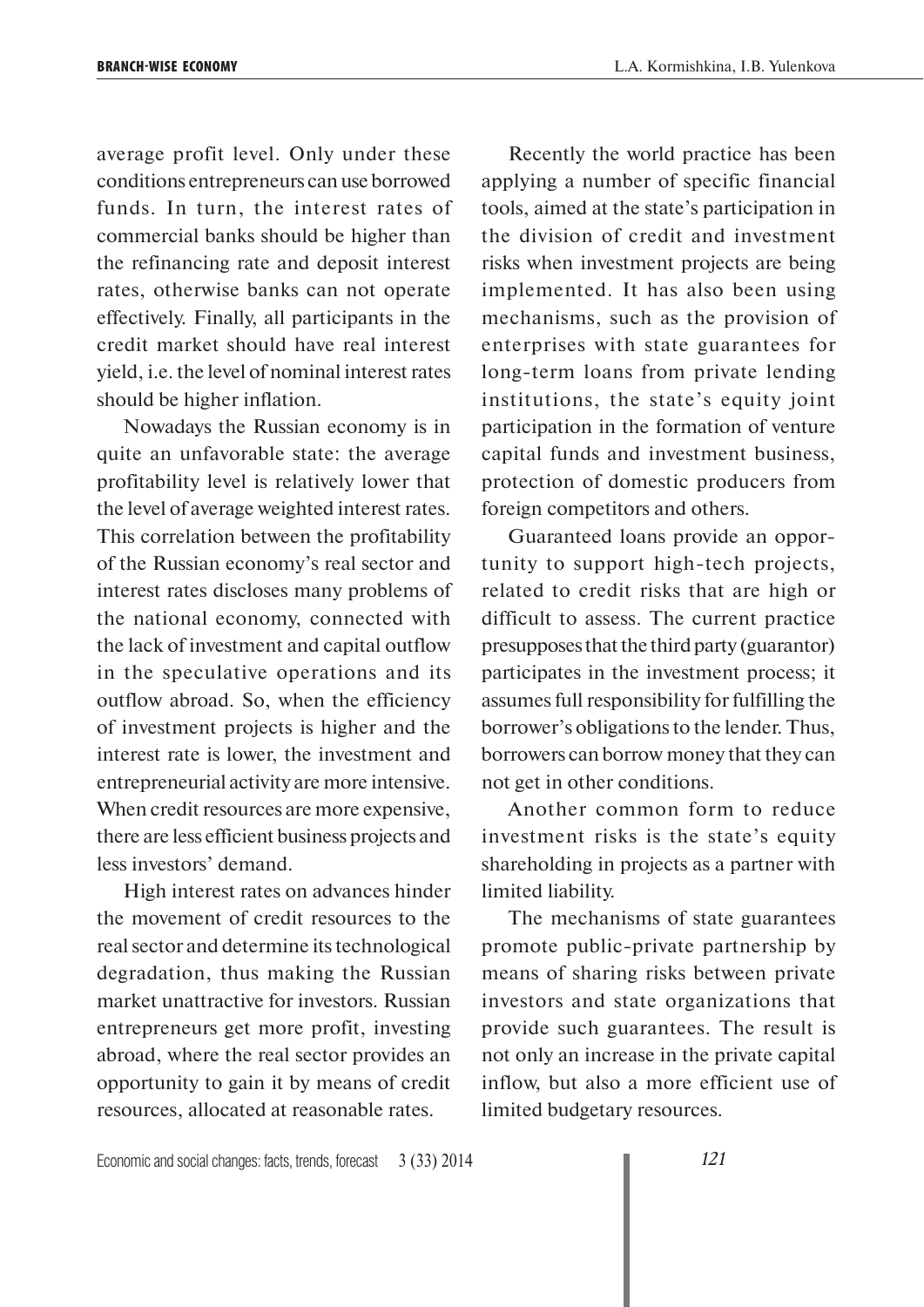average profit level. Only under these conditions entrepreneurs can use borrowed funds. In turn, the interest rates of commercial banks should be higher than the refinancing rate and deposit interest rates, otherwise banks can not operate effectively. Finally, all participants in the credit market should have real interest yield, i.e. the level of nominal interest rates should be higher inflation.

Nowadays the Russian economy is in quite an unfavorable state: the average profitability level is relatively lower that the level of average weighted interest rates. This correlation between the profitability of the Russian economy's real sector and interest rates discloses many problems of the national economy, connected with the lack of investment and capital outflow in the speculative operations and its outflow abroad. So, when the efficiency of investment projects is higher and the interest rate is lower, the investment and entrepreneurial activity are more intensive. When credit resources are more expensive, there are less efficient business projects and less investors' demand.

High interest rates on advances hinder the movement of credit resources to the real sector and determine its technological degradation, thus making the Russian market unattractive for investors. Russian entrepreneurs get more profit, investing abroad, where the real sector provides an opportunity to gain it by means of credit resources, allocated at reasonable rates.

Recently the world practice has been applying a number of specific financial tools, aimed at the state's participation in the division of credit and investment risks when investment projects are being implemented. It has also been using mechanisms, such as the provision of enterprises with state guarantees for long-term loans from private lending institutions, the state's equity joint participation in the formation of venture capital funds and investment business, protection of domestic producers from foreign competitors and others.

Guaranteed loans provide an opportunity to support high-tech projects, related to credit risks that are high or difficult to assess. The current practice presupposes that the third party (guarantor) participates in the investment process; it assumes full responsibility for fulfilling the borrower's obligations to the lender. Thus, borrowers can borrow money that they can not get in other conditions.

Another common form to reduce investment risks is the state's equity shareholding in projects as a partner with limited liability.

The mechanisms of state guarantees promote public-private partnership by means of sharing risks between private investors and state organizations that provide such guarantees. The result is not only an increase in the private capital inflow, but also a more efficient use of limited budgetary resources.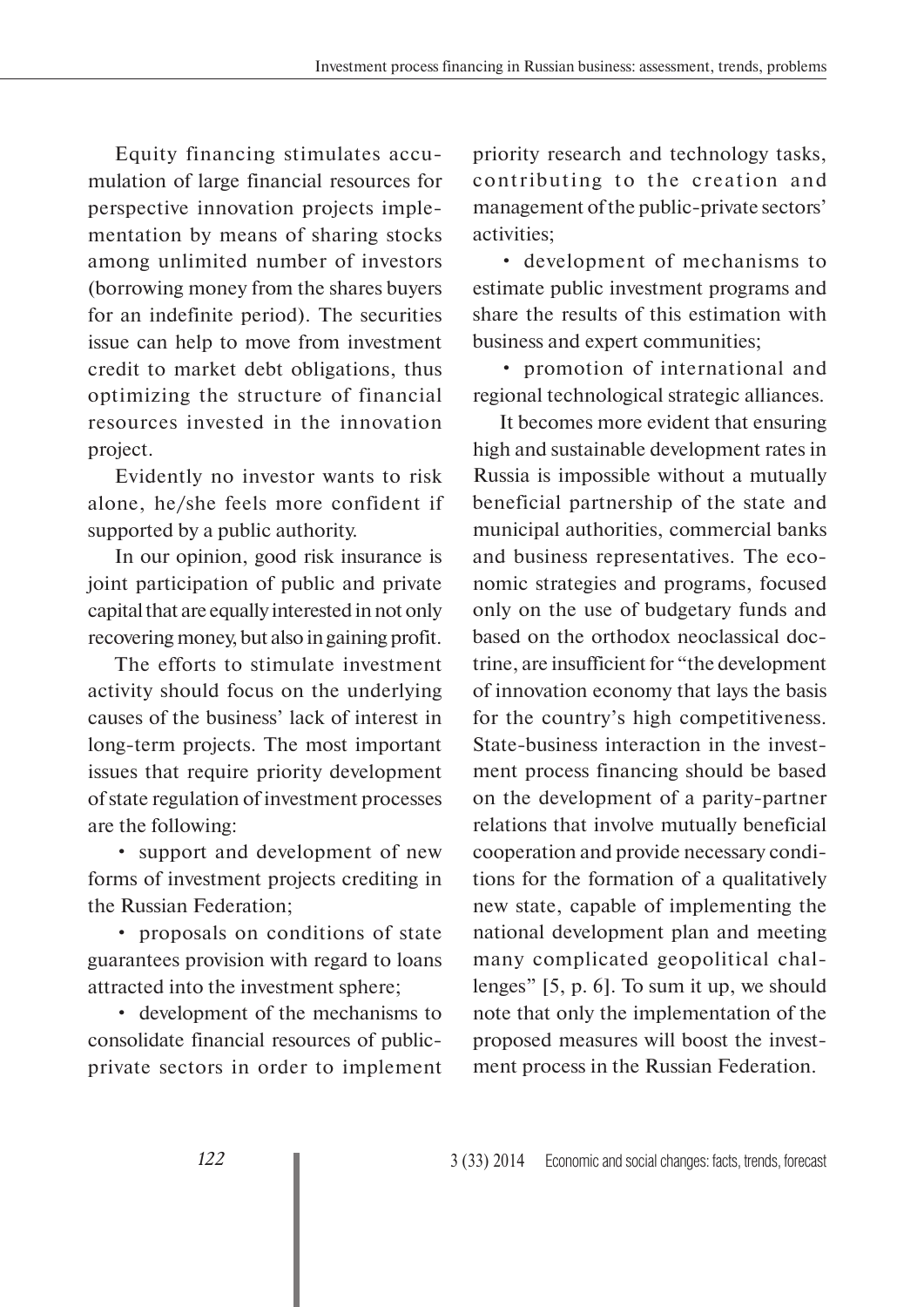Equity financing stimulates accumulation of large financial resources for perspective innovation projects implementation by means of sharing stocks among unlimited number of investors (borrowing money from the shares buyers for an indefinite period). The securities issue can help to move from investment credit to market debt obligations, thus optimizing the structure of financial resources invested in the innovation project.

Evidently no investor wants to risk alone, he/she feels more confident if supported by a public authority.

In our opinion, good risk insurance is joint participation of public and private capital that are equally interested in not only recovering money, but also in gaining profit.

The efforts to stimulate investment activity should focus on the underlying causes of the business' lack of interest in long-term projects. The most important issues that require priority development of state regulation of investment processes are the following:

- support and development of new forms of investment projects crediting in the Russian Federation;
- proposals on conditions of state guarantees provision with regard to loans attracted into the investment sphere;
- development of the mechanisms to consolidate financial resources of public-private sectors in order to implement priority research and technology tasks, contributing to the creation and management of the public-private sectors' activities;
- development of mechanisms to estimate public investment programs and share the results of this estimation with business and expert communities;
- promotion of international and regional technological strategic alliances.

It becomes more evident that ensuring high and sustainable development rates in Russia is impossible without a mutually beneficial partnership of the state and municipal authorities, commercial banks and business representatives. The economic strategies and programs, focused only on the use of budgetary funds and based on the orthodox neoclassical doctrine, are insufficient for "the development of innovation economy that lays the basis for the country's high competitiveness. State-business interaction in the investment process financing should be based on the development of a parity-partner relations that involve mutually beneficial cooperation and provide necessary conditions for the formation of a qualitatively new state, capable of implementing the national development plan and meeting many complicated geopolitical challenges" [5, p. 6]. To sum it up, we should note that only the implementation of the proposed measures will boost the investment process in the Russian Federation.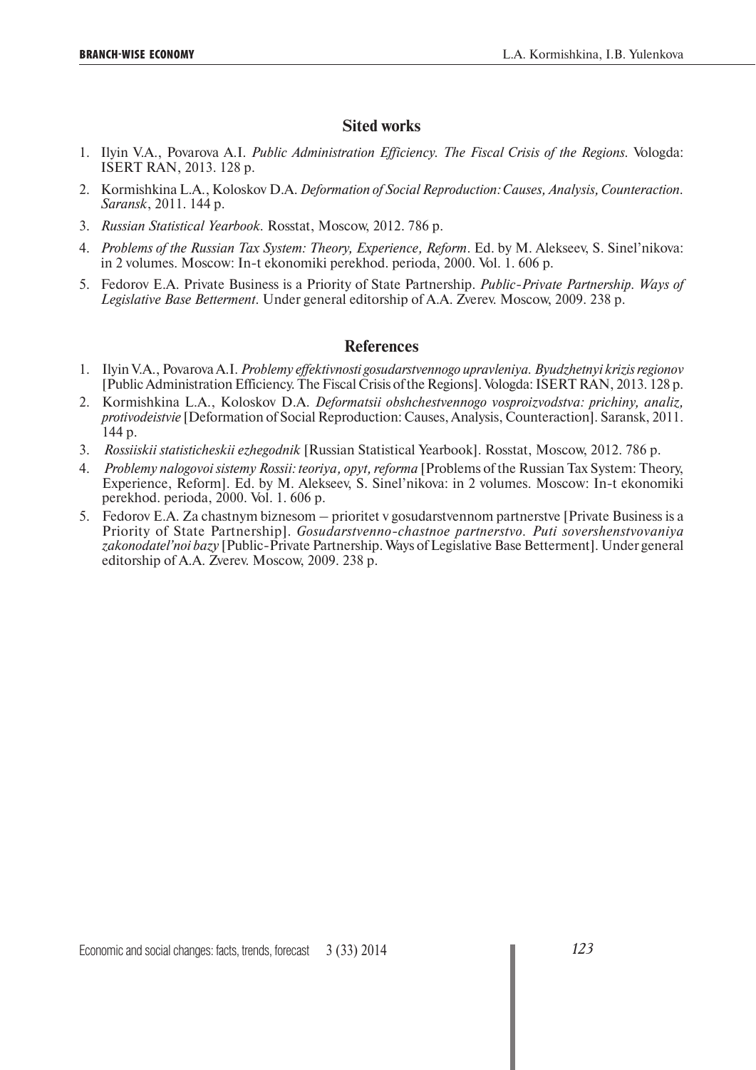## Sited works

1. Ilyin V.A., Povarova A.I. *Public Administration Efficiency. The Fiscal Crisis of the Regions*. Vologda: ISERT RAN, 2013. 128 p.
2. Kormishkina L.A., Koloskov D.A. *Deformation of Social Reproduction: Causes, Analysis, Counteraction. Saransk*, 2011. 144 p.
3. *Russian Statistical Yearbook*. Rosstat, Moscow, 2012. 786 p.
4. *Problems of the Russian Tax System: Theory, Experience, Reform*. Ed. by M. Alekseev, S. Sinel'nikova: in 2 volumes. Moscow: In-t ekonomiki perekhod. perioda, 2000. Vol. 1. 606 p.
5. Fedorov E.A. Private Business is a Priority of State Partnership. *Public-Private Partnership. Ways of Legislative Base Betterment*. Under general editorship of A.A. Zverev. Moscow, 2009. 238 p.

## References

1. Ilyin V.A., Povarova A.I. *Problemy effektivnosti gosudarstvennogo upravleniya. Byudzhetnyi krizis regionov* [Public Administration Efficiency. The Fiscal Crisis of the Regions]. Vologda: ISERT RAN, 2013. 128 p.
2. Kormishkina L.A., Koloskov D.A. *Deformatsii obshchestvennogo vosproizvodstva: prichiny, analiz, protivodeistvie* [Deformation of Social Reproduction: Causes, Analysis, Counteraction]. Saransk, 2011. 144 p.
3. *Rossiiskii statisticheskii ezhegodnik* [Russian Statistical Yearbook]. Rosstat, Moscow, 2012. 786 p.
4. *Problemy nalogovoi sistemy Rossii: teoriya, opyt, reforma* [Problems of the Russian Tax System: Theory, Experience, Reform]. Ed. by M. Alekseev, S. Sinel'nikova: in 2 volumes. Moscow: In-t ekonomiki perekhod. perioda, 2000. Vol. 1. 606 p.
5. Fedorov E.A. Za chastnym biznesom – prioritet v gosudarstvennom partnerstve [Private Business is a Priority of State Partnership]. *Gosudarstvenno-chastnoe partnerstvo. Puti sovershenstvovaniya zakonodatel'noi bazy* [Public-Private Partnership. Ways of Legislative Base Betterment]. Under general editorship of A.A. Zverev. Moscow, 2009. 238 p.